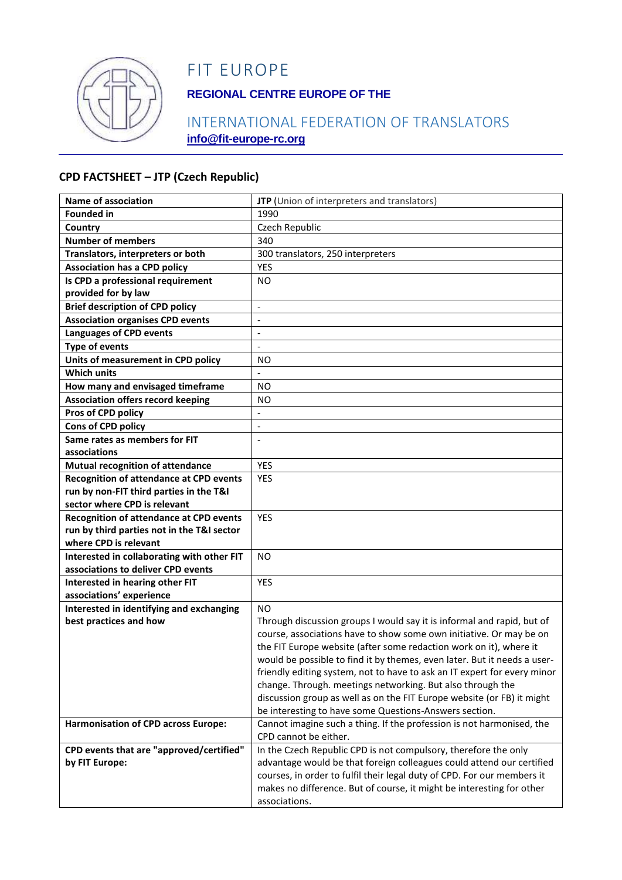# FIT EUROPE

**REGIONAL CENTRE EUROPE OF THE**

INTERNATIONAL FEDERATION OF TRANSLATORS

**info@fit-europe-rc.org**

## CPD FACTSHEET – JTP (Czech Republic)

| | |
|---|---|
| **Name of association** | **JTP** (Union of interpreters and translators) |
| **Founded in** | 1990 |
| **Country** | Czech Republic |
| **Number of members** | 340 |
| **Translators, interpreters or both** | 300 translators, 250 interpreters |
| **Association has a CPD policy** | YES |
| **Is CPD a professional requirement provided for by law** | NO |
| **Brief description of CPD policy** | - |
| **Association organises CPD events** | - |
| **Languages of CPD events** | - |
| **Type of events** | - |
| **Units of measurement in CPD policy** | NO |
| **Which units** | - |
| **How many and envisaged timeframe** | NO |
| **Association offers record keeping** | NO |
| **Pros of CPD policy** | - |
| **Cons of CPD policy** | - |
| **Same rates as members for FIT associations** | - |
| **Mutual recognition of attendance** | YES |
| **Recognition of attendance at CPD events run by non-FIT third parties in the T&I sector where CPD is relevant** | YES |
| **Recognition of attendance at CPD events run by third parties not in the T&I sector where CPD is relevant** | YES |
| **Interested in collaborating with other FIT associations to deliver CPD events** | NO |
| **Interested in hearing other FIT associations' experience** | YES |
| **Interested in identifying and exchanging best practices and how** | NO<br>Through discussion groups I would say it is informal and rapid, but of course, associations have to show some own initiative. Or may be on the FIT Europe website (after some redaction work on it), where it would be possible to find it by themes, even later. But it needs a user-friendly editing system, not to have to ask an IT expert for every minor change. Through. meetings networking. But also through the discussion group as well as on the FIT Europe website (or FB) it might be interesting to have some Questions-Answers section. |
| **Harmonisation of CPD across Europe:** | Cannot imagine such a thing. If the profession is not harmonised, the CPD cannot be either. |
| **CPD events that are "approved/certified" by FIT Europe:** | In the Czech Republic CPD is not compulsory, therefore the only advantage would be that foreign colleagues could attend our certified courses, in order to fulfil their legal duty of CPD. For our members it makes no difference. But of course, it might be interesting for other associations. |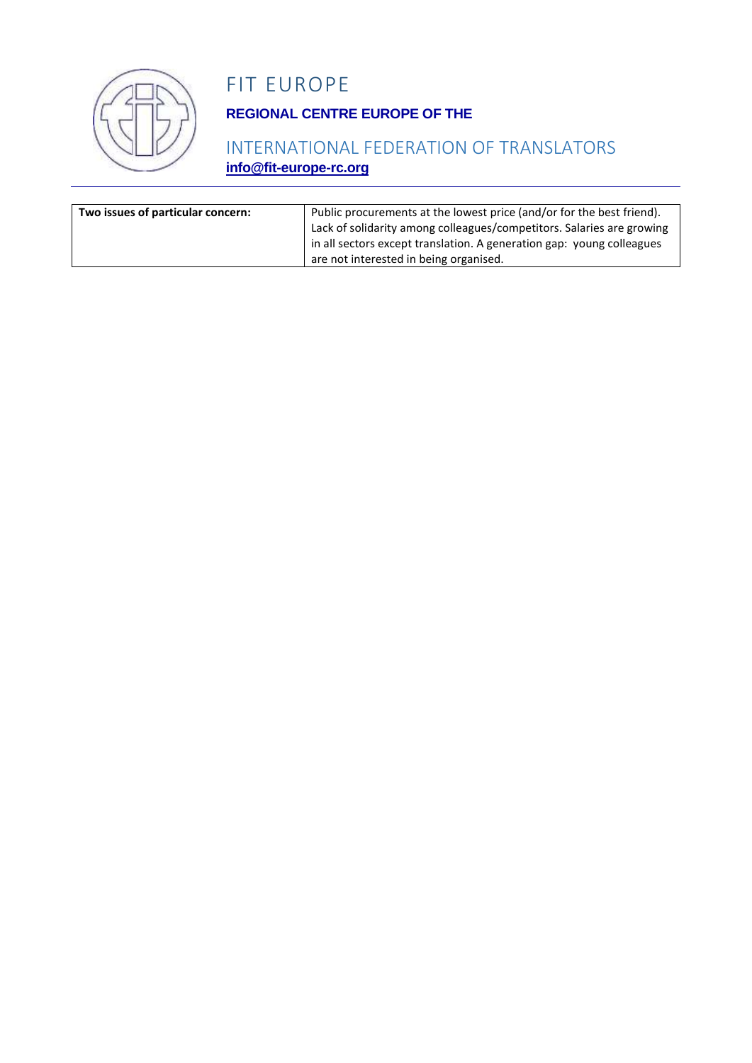# FIT EUROPE

**REGIONAL CENTRE EUROPE OF THE**

INTERNATIONAL FEDERATION OF TRANSLATORS

**info@fit-europe-rc.org**

---

| | |
|---|---|
| **Two issues of particular concern:** | Public procurements at the lowest price (and/or for the best friend). Lack of solidarity among colleagues/competitors. Salaries are growing in all sectors except translation. A generation gap: young colleagues are not interested in being organised. |